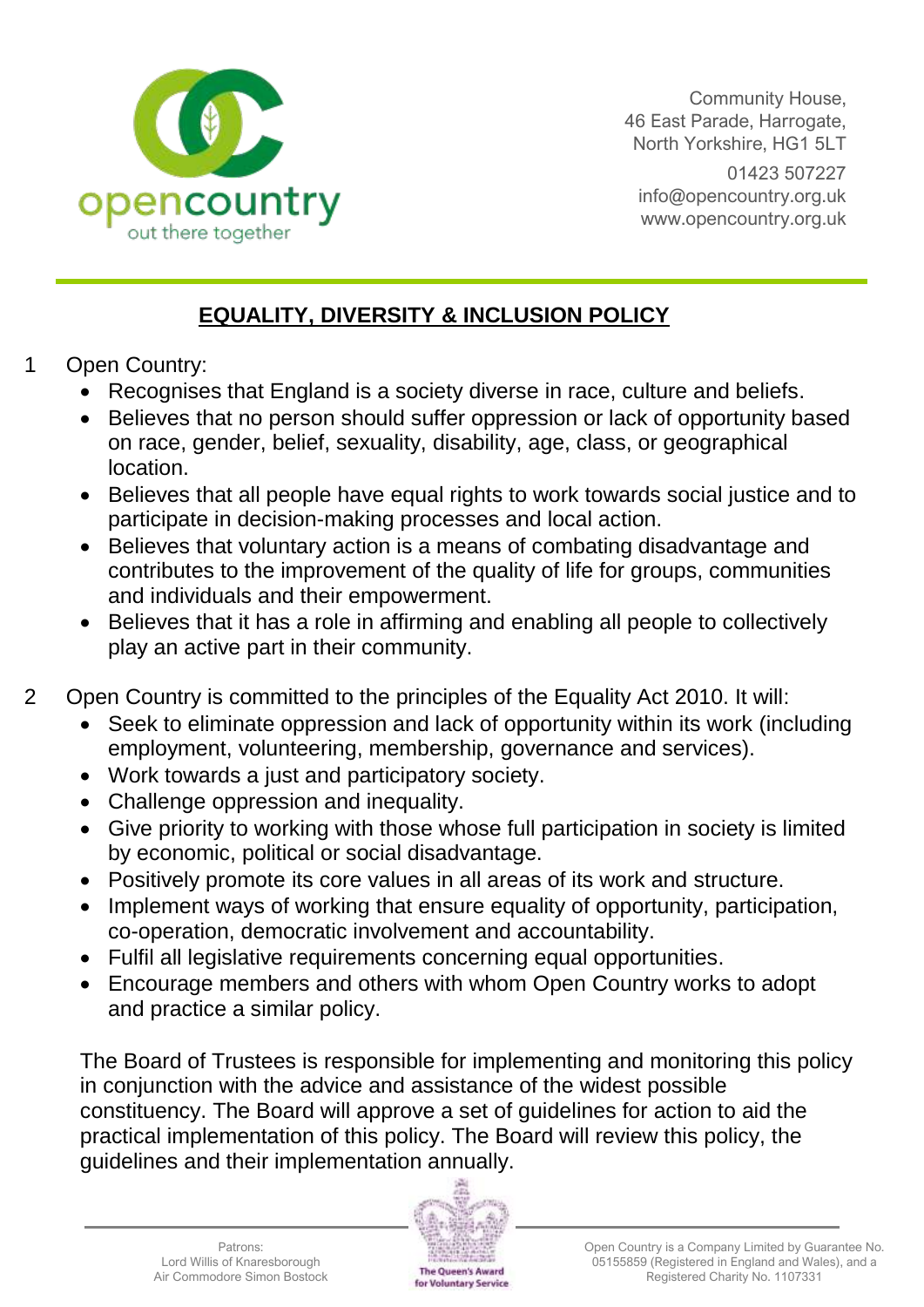opencountry
out there together

Community House,
46 East Parade, Harrogate,
North Yorkshire, HG1 5LT

01423 507227
info@opencountry.org.uk
www.opencountry.org.uk

# EQUALITY, DIVERSITY & INCLUSION POLICY

1. Open Country:
   - Recognises that England is a society diverse in race, culture and beliefs.
   - Believes that no person should suffer oppression or lack of opportunity based on race, gender, belief, sexuality, disability, age, class, or geographical location.
   - Believes that all people have equal rights to work towards social justice and to participate in decision-making processes and local action.
   - Believes that voluntary action is a means of combating disadvantage and contributes to the improvement of the quality of life for groups, communities and individuals and their empowerment.
   - Believes that it has a role in affirming and enabling all people to collectively play an active part in their community.

2. Open Country is committed to the principles of the Equality Act 2010. It will:
   - Seek to eliminate oppression and lack of opportunity within its work (including employment, volunteering, membership, governance and services).
   - Work towards a just and participatory society.
   - Challenge oppression and inequality.
   - Give priority to working with those whose full participation in society is limited by economic, political or social disadvantage.
   - Positively promote its core values in all areas of its work and structure.
   - Implement ways of working that ensure equality of opportunity, participation, co-operation, democratic involvement and accountability.
   - Fulfil all legislative requirements concerning equal opportunities.
   - Encourage members and others with whom Open Country works to adopt and practice a similar policy.

   The Board of Trustees is responsible for implementing and monitoring this policy in conjunction with the advice and assistance of the widest possible constituency. The Board will approve a set of guidelines for action to aid the practical implementation of this policy. The Board will review this policy, the guidelines and their implementation annually.

Patrons:
Lord Willis of Knaresborough
Air Commodore Simon Bostock

The Queen's Award for Voluntary Service

Open Country is a Company Limited by Guarantee No. 05155859 (Registered in England and Wales), and a Registered Charity No. 1107331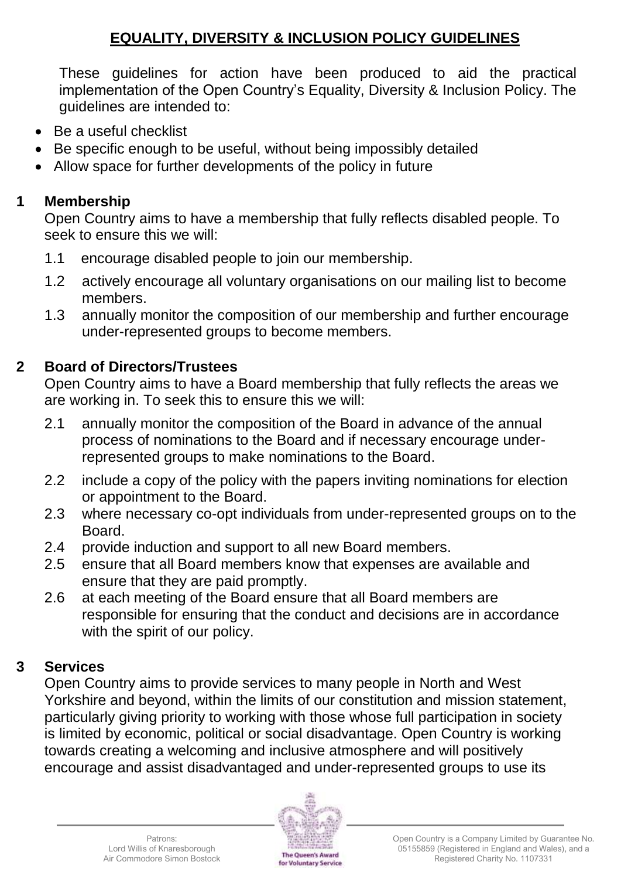## EQUALITY, DIVERSITY & INCLUSION POLICY GUIDELINES

These guidelines for action have been produced to aid the practical implementation of the Open Country's Equality, Diversity & Inclusion Policy. The guidelines are intended to:

- Be a useful checklist
- Be specific enough to be useful, without being impossibly detailed
- Allow space for further developments of the policy in future

### 1 Membership

Open Country aims to have a membership that fully reflects disabled people. To seek to ensure this we will:

1.1 encourage disabled people to join our membership.

1.2 actively encourage all voluntary organisations on our mailing list to become members.

1.3 annually monitor the composition of our membership and further encourage under-represented groups to become members.

### 2 Board of Directors/Trustees

Open Country aims to have a Board membership that fully reflects the areas we are working in. To seek this to ensure this we will:

2.1 annually monitor the composition of the Board in advance of the annual process of nominations to the Board and if necessary encourage under-represented groups to make nominations to the Board.

2.2 include a copy of the policy with the papers inviting nominations for election or appointment to the Board.

2.3 where necessary co-opt individuals from under-represented groups on to the Board.

2.4 provide induction and support to all new Board members.

2.5 ensure that all Board members know that expenses are available and ensure that they are paid promptly.

2.6 at each meeting of the Board ensure that all Board members are responsible for ensuring that the conduct and decisions are in accordance with the spirit of our policy.

### 3 Services

Open Country aims to provide services to many people in North and West Yorkshire and beyond, within the limits of our constitution and mission statement, particularly giving priority to working with those whose full participation in society is limited by economic, political or social disadvantage. Open Country is working towards creating a welcoming and inclusive atmosphere and will positively encourage and assist disadvantaged and under-represented groups to use its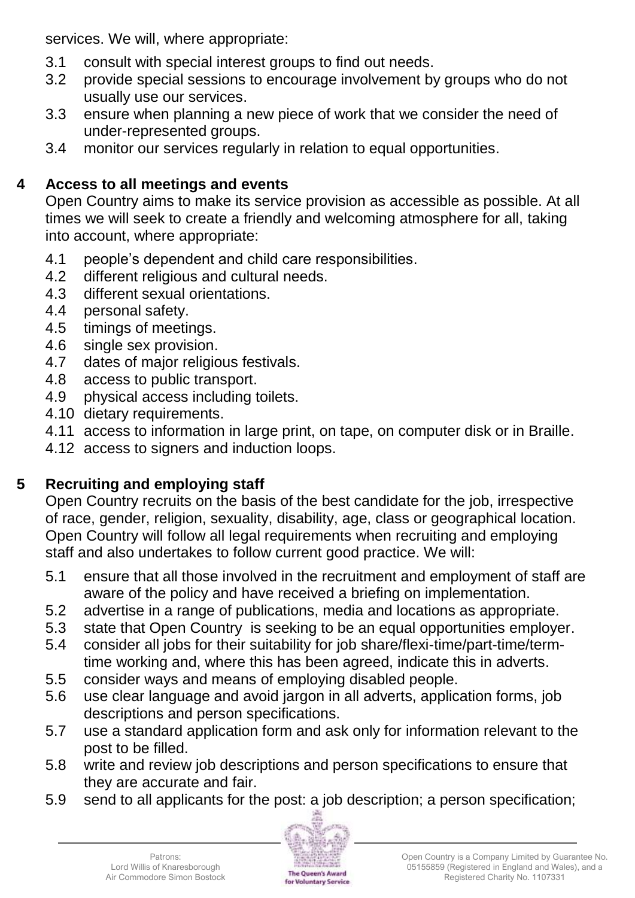services. We will, where appropriate:

3.1 consult with special interest groups to find out needs.
3.2 provide special sessions to encourage involvement by groups who do not usually use our services.
3.3 ensure when planning a new piece of work that we consider the need of under-represented groups.
3.4 monitor our services regularly in relation to equal opportunities.

## 4 Access to all meetings and events

Open Country aims to make its service provision as accessible as possible. At all times we will seek to create a friendly and welcoming atmosphere for all, taking into account, where appropriate:

4.1 people's dependent and child care responsibilities.
4.2 different religious and cultural needs.
4.3 different sexual orientations.
4.4 personal safety.
4.5 timings of meetings.
4.6 single sex provision.
4.7 dates of major religious festivals.
4.8 access to public transport.
4.9 physical access including toilets.
4.10 dietary requirements.
4.11 access to information in large print, on tape, on computer disk or in Braille.
4.12 access to signers and induction loops.

## 5 Recruiting and employing staff

Open Country recruits on the basis of the best candidate for the job, irrespective of race, gender, religion, sexuality, disability, age, class or geographical location. Open Country will follow all legal requirements when recruiting and employing staff and also undertakes to follow current good practice. We will:

5.1 ensure that all those involved in the recruitment and employment of staff are aware of the policy and have received a briefing on implementation.
5.2 advertise in a range of publications, media and locations as appropriate.
5.3 state that Open Country is seeking to be an equal opportunities employer.
5.4 consider all jobs for their suitability for job share/flexi-time/part-time/term-time working and, where this has been agreed, indicate this in adverts.
5.5 consider ways and means of employing disabled people.
5.6 use clear language and avoid jargon in all adverts, application forms, job descriptions and person specifications.
5.7 use a standard application form and ask only for information relevant to the post to be filled.
5.8 write and review job descriptions and person specifications to ensure that they are accurate and fair.
5.9 send to all applicants for the post: a job description; a person specification;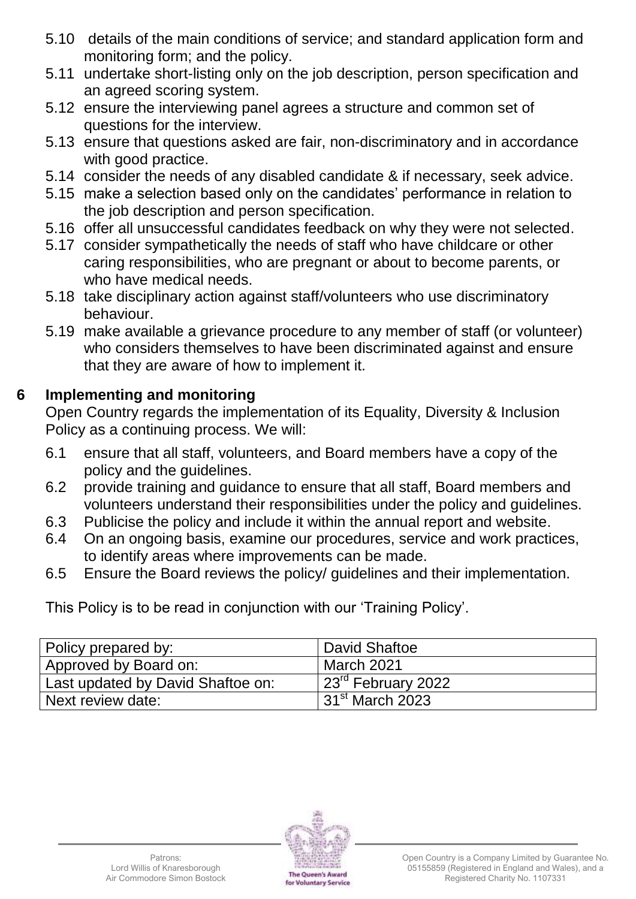5.10 details of the main conditions of service; and standard application form and monitoring form; and the policy.
5.11 undertake short-listing only on the job description, person specification and an agreed scoring system.
5.12 ensure the interviewing panel agrees a structure and common set of questions for the interview.
5.13 ensure that questions asked are fair, non-discriminatory and in accordance with good practice.
5.14 consider the needs of any disabled candidate & if necessary, seek advice.
5.15 make a selection based only on the candidates' performance in relation to the job description and person specification.
5.16 offer all unsuccessful candidates feedback on why they were not selected.
5.17 consider sympathetically the needs of staff who have childcare or other caring responsibilities, who are pregnant or about to become parents, or who have medical needs.
5.18 take disciplinary action against staff/volunteers who use discriminatory behaviour.
5.19 make available a grievance procedure to any member of staff (or volunteer) who considers themselves to have been discriminated against and ensure that they are aware of how to implement it.

## 6 Implementing and monitoring

Open Country regards the implementation of its Equality, Diversity & Inclusion Policy as a continuing process. We will:

6.1 ensure that all staff, volunteers, and Board members have a copy of the policy and the guidelines.
6.2 provide training and guidance to ensure that all staff, Board members and volunteers understand their responsibilities under the policy and guidelines.
6.3 Publicise the policy and include it within the annual report and website.
6.4 On an ongoing basis, examine our procedures, service and work practices, to identify areas where improvements can be made.
6.5 Ensure the Board reviews the policy/ guidelines and their implementation.

This Policy is to be read in conjunction with our 'Training Policy'.

| | |
|---|---|
| Policy prepared by: | David Shaftoe |
| Approved by Board on: | March 2021 |
| Last updated by David Shaftoe on: | 23rd February 2022 |
| Next review date: | 31st March 2023 |

Patrons:
Lord Willis of Knaresborough
Air Commodore Simon Bostock

The Queen's Award for Voluntary Service

Open Country is a Company Limited by Guarantee No. 05155859 (Registered in England and Wales), and a Registered Charity No. 1107331